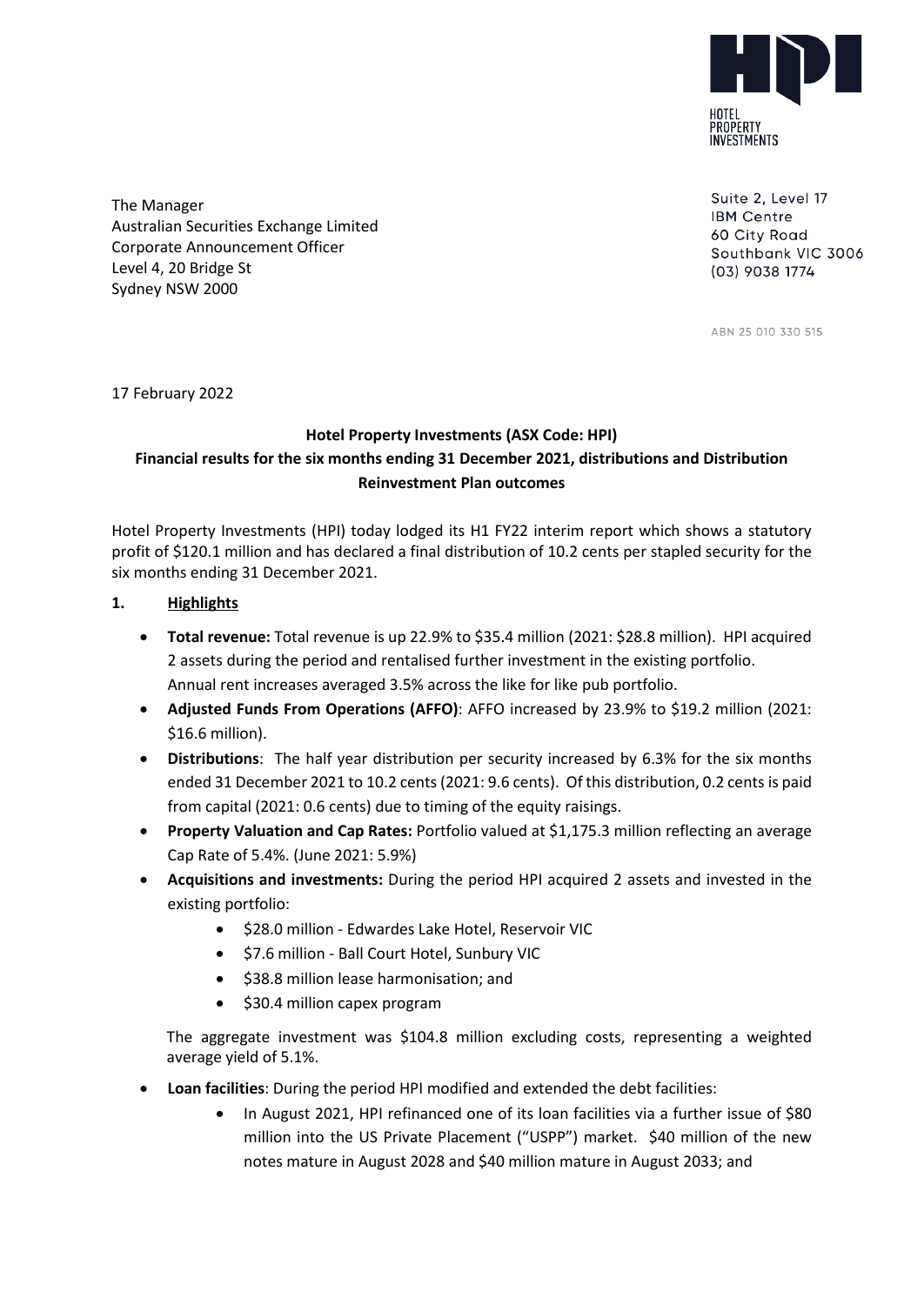HOTEL PROPERTY INVESTMENTS

The Manager
Australian Securities Exchange Limited
Corporate Announcement Officer
Level 4, 20 Bridge St
Sydney NSW 2000

Suite 2, Level 17
IBM Centre
60 City Road
Southbank VIC 3006
(03) 9038 1774

ABN 25 010 330 515

17 February 2022

**Hotel Property Investments (ASX Code: HPI)**
**Financial results for the six months ending 31 December 2021, distributions and Distribution Reinvestment Plan outcomes**

Hotel Property Investments (HPI) today lodged its H1 FY22 interim report which shows a statutory profit of $120.1 million and has declared a final distribution of 10.2 cents per stapled security for the six months ending 31 December 2021.

## 1. Highlights

- **Total revenue:** Total revenue is up 22.9% to $35.4 million (2021: $28.8 million). HPI acquired 2 assets during the period and rentalised further investment in the existing portfolio. Annual rent increases averaged 3.5% across the like for like pub portfolio.
- **Adjusted Funds From Operations (AFFO)**: AFFO increased by 23.9% to $19.2 million (2021: $16.6 million).
- **Distributions**: The half year distribution per security increased by 6.3% for the six months ended 31 December 2021 to 10.2 cents (2021: 9.6 cents). Of this distribution, 0.2 cents is paid from capital (2021: 0.6 cents) due to timing of the equity raisings.
- **Property Valuation and Cap Rates:** Portfolio valued at $1,175.3 million reflecting an average Cap Rate of 5.4%. (June 2021: 5.9%)
- **Acquisitions and investments:** During the period HPI acquired 2 assets and invested in the existing portfolio:
    - $28.0 million - Edwardes Lake Hotel, Reservoir VIC
    - $7.6 million - Ball Court Hotel, Sunbury VIC
    - $38.8 million lease harmonisation; and
    - $30.4 million capex program

  The aggregate investment was $104.8 million excluding costs, representing a weighted average yield of 5.1%.

- **Loan facilities**: During the period HPI modified and extended the debt facilities:
    - In August 2021, HPI refinanced one of its loan facilities via a further issue of $80 million into the US Private Placement ("USPP") market. $40 million of the new notes mature in August 2028 and $40 million mature in August 2033; and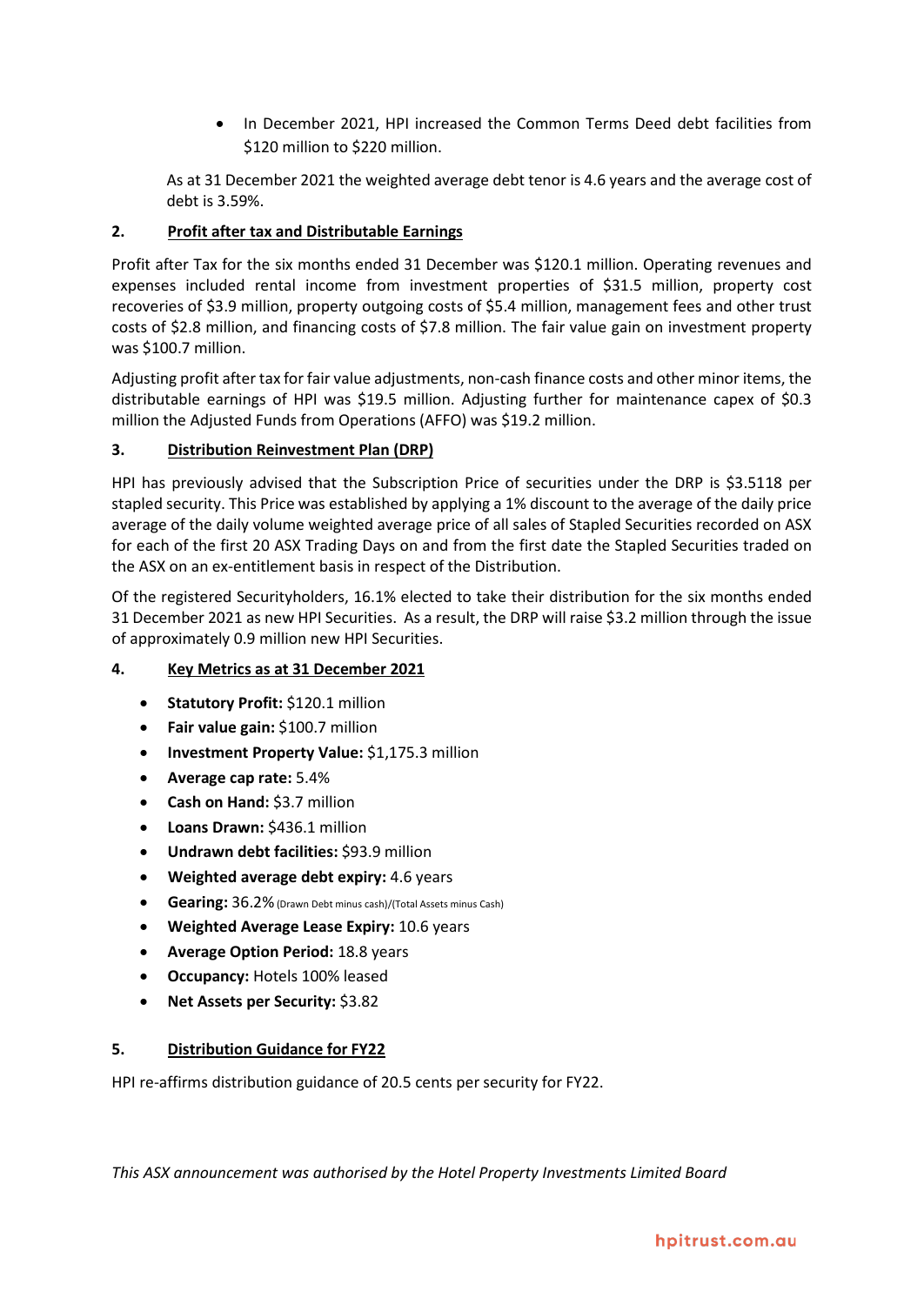- In December 2021, HPI increased the Common Terms Deed debt facilities from $120 million to $220 million.

As at 31 December 2021 the weighted average debt tenor is 4.6 years and the average cost of debt is 3.59%.

## 2. Profit after tax and Distributable Earnings

Profit after Tax for the six months ended 31 December was $120.1 million. Operating revenues and expenses included rental income from investment properties of $31.5 million, property cost recoveries of $3.9 million, property outgoing costs of $5.4 million, management fees and other trust costs of $2.8 million, and financing costs of $7.8 million. The fair value gain on investment property was $100.7 million.

Adjusting profit after tax for fair value adjustments, non-cash finance costs and other minor items, the distributable earnings of HPI was $19.5 million. Adjusting further for maintenance capex of $0.3 million the Adjusted Funds from Operations (AFFO) was $19.2 million.

## 3. Distribution Reinvestment Plan (DRP)

HPI has previously advised that the Subscription Price of securities under the DRP is $3.5118 per stapled security. This Price was established by applying a 1% discount to the average of the daily price average of the daily volume weighted average price of all sales of Stapled Securities recorded on ASX for each of the first 20 ASX Trading Days on and from the first date the Stapled Securities traded on the ASX on an ex-entitlement basis in respect of the Distribution.

Of the registered Securityholders, 16.1% elected to take their distribution for the six months ended 31 December 2021 as new HPI Securities. As a result, the DRP will raise $3.2 million through the issue of approximately 0.9 million new HPI Securities.

## 4. Key Metrics as at 31 December 2021

- **Statutory Profit:** $120.1 million
- **Fair value gain:** $100.7 million
- **Investment Property Value:** $1,175.3 million
- **Average cap rate:** 5.4%
- **Cash on Hand:** $3.7 million
- **Loans Drawn:** $436.1 million
- **Undrawn debt facilities:** $93.9 million
- **Weighted average debt expiry:** 4.6 years
- **Gearing:** 36.2% (Drawn Debt minus cash)/(Total Assets minus Cash)
- **Weighted Average Lease Expiry:** 10.6 years
- **Average Option Period:** 18.8 years
- **Occupancy:** Hotels 100% leased
- **Net Assets per Security:** $3.82

## 5. Distribution Guidance for FY22

HPI re-affirms distribution guidance of 20.5 cents per security for FY22.

*This ASX announcement was authorised by the Hotel Property Investments Limited Board*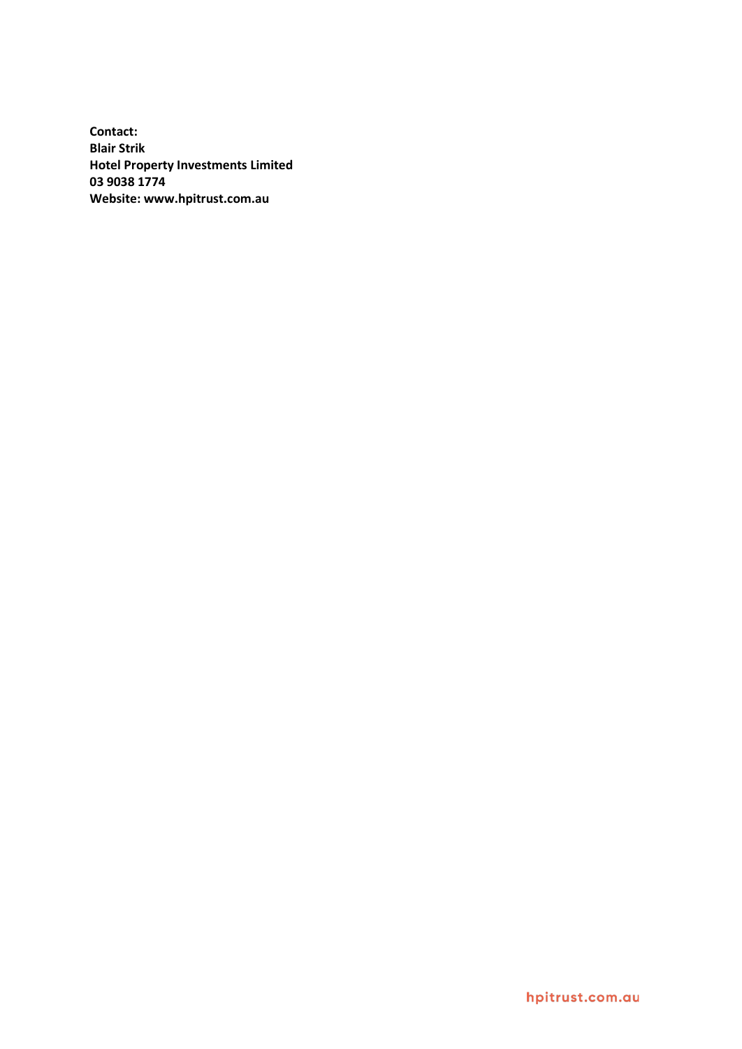**Contact:**
**Blair Strik**
**Hotel Property Investments Limited**
**03 9038 1774**
**Website: www.hpitrust.com.au**